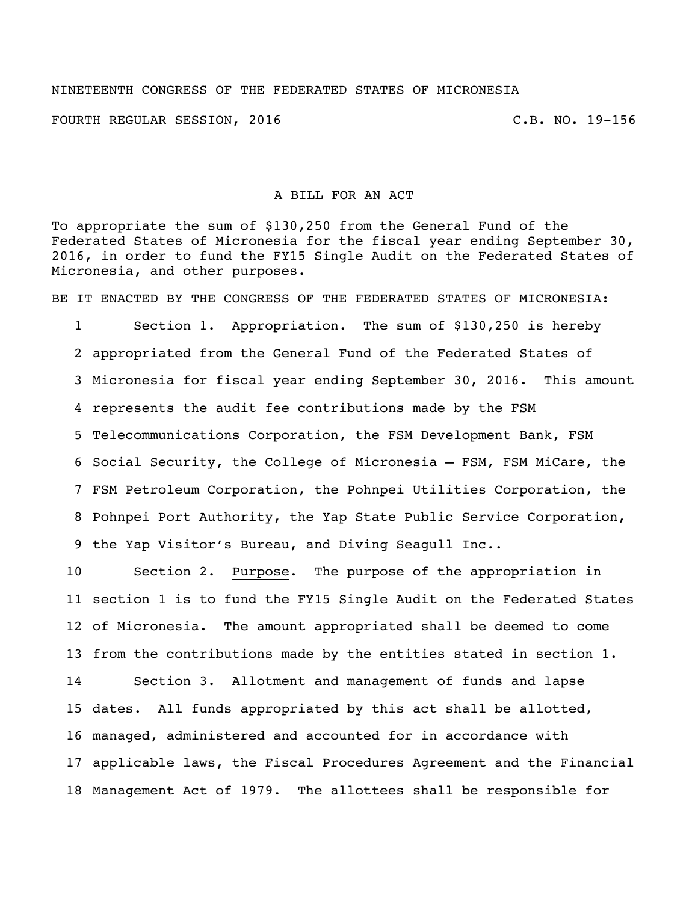NINETEENTH CONGRESS OF THE FEDERATED STATES OF MICRONESIA

FOURTH REGULAR SESSION, 2016 C.B. NO. 19-156

---

A BILL FOR AN ACT

To appropriate the sum of $130,250 from the General Fund of the Federated States of Micronesia for the fiscal year ending September 30, 2016, in order to fund the FY15 Single Audit on the Federated States of Micronesia, and other purposes.

BE IT ENACTED BY THE CONGRESS OF THE FEDERATED STATES OF MICRONESIA:

1 Section 1. Appropriation. The sum of $130,250 is hereby
2 appropriated from the General Fund of the Federated States of
3 Micronesia for fiscal year ending September 30, 2016. This amount
4 represents the audit fee contributions made by the FSM
5 Telecommunications Corporation, the FSM Development Bank, FSM
6 Social Security, the College of Micronesia – FSM, FSM MiCare, the
7 FSM Petroleum Corporation, the Pohnpei Utilities Corporation, the
8 Pohnpei Port Authority, the Yap State Public Service Corporation,
9 the Yap Visitor's Bureau, and Diving Seagull Inc..

10 Section 2. Purpose. The purpose of the appropriation in
11 section 1 is to fund the FY15 Single Audit on the Federated States
12 of Micronesia. The amount appropriated shall be deemed to come
13 from the contributions made by the entities stated in section 1.

14 Section 3. Allotment and management of funds and lapse
15 dates. All funds appropriated by this act shall be allotted,
16 managed, administered and accounted for in accordance with
17 applicable laws, the Fiscal Procedures Agreement and the Financial
18 Management Act of 1979. The allottees shall be responsible for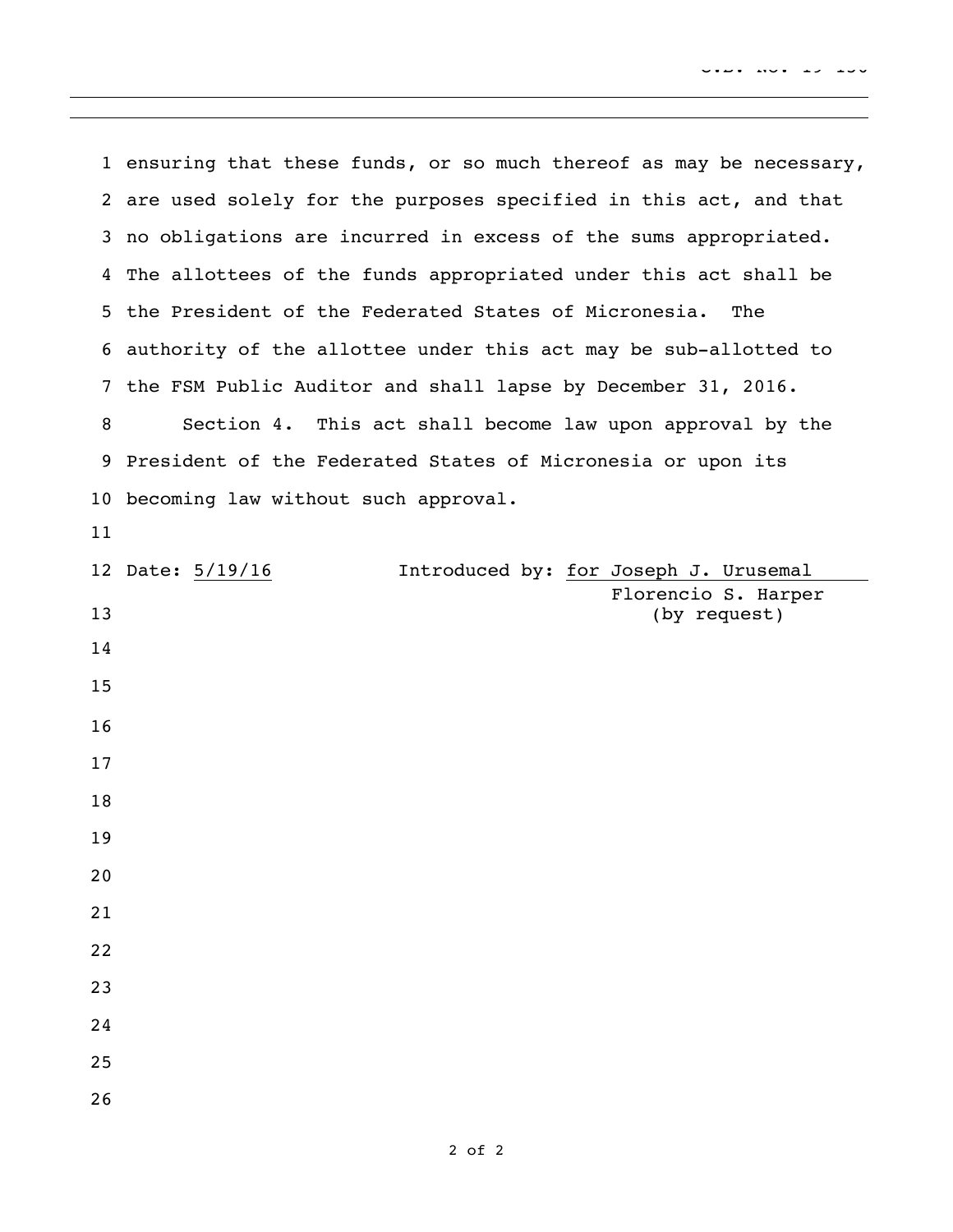ensuring that these funds, or so much thereof as may be necessary, are used solely for the purposes specified in this act, and that no obligations are incurred in excess of the sums appropriated. The allottees of the funds appropriated under this act shall be the President of the Federated States of Micronesia. The authority of the allottee under this act may be sub-allotted to the FSM Public Auditor and shall lapse by December 31, 2016.

Section 4. This act shall become law upon approval by the President of the Federated States of Micronesia or upon its becoming law without such approval.

Date: 5/19/16

Introduced by: for Joseph J. Urusemal
Florencio S. Harper
(by request)